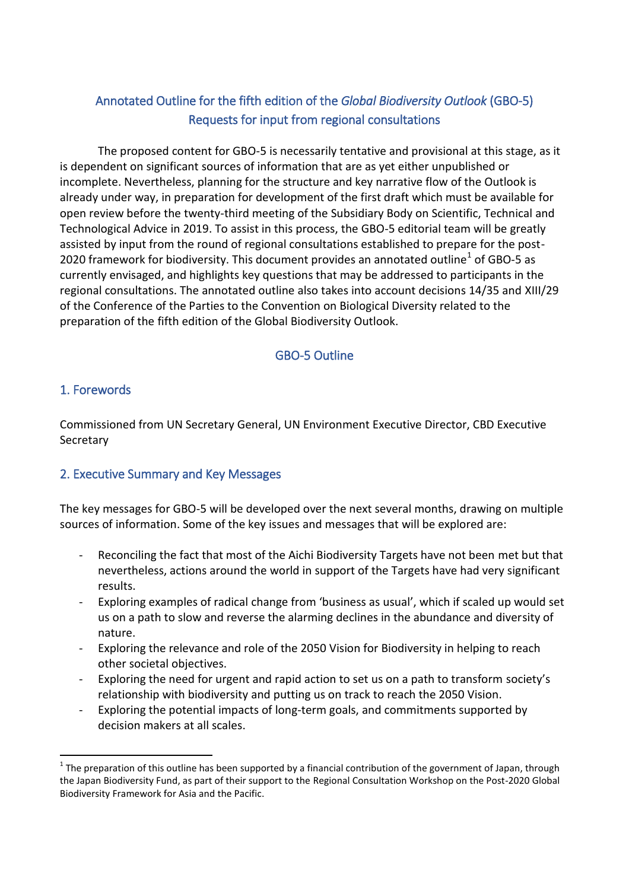# Annotated Outline for the fifth edition of the *Global Biodiversity Outlook* (GBO-5)
## Requests for input from regional consultations

The proposed content for GBO-5 is necessarily tentative and provisional at this stage, as it is dependent on significant sources of information that are as yet either unpublished or incomplete. Nevertheless, planning for the structure and key narrative flow of the Outlook is already under way, in preparation for development of the first draft which must be available for open review before the twenty-third meeting of the Subsidiary Body on Scientific, Technical and Technological Advice in 2019. To assist in this process, the GBO-5 editorial team will be greatly assisted by input from the round of regional consultations established to prepare for the post-2020 framework for biodiversity. This document provides an annotated outline[1] of GBO-5 as currently envisaged, and highlights key questions that may be addressed to participants in the regional consultations. The annotated outline also takes into account decisions 14/35 and XIII/29 of the Conference of the Parties to the Convention on Biological Diversity related to the preparation of the fifth edition of the Global Biodiversity Outlook.

## GBO-5 Outline

### 1. Forewords

Commissioned from UN Secretary General, UN Environment Executive Director, CBD Executive Secretary

### 2. Executive Summary and Key Messages

The key messages for GBO-5 will be developed over the next several months, drawing on multiple sources of information. Some of the key issues and messages that will be explored are:

- Reconciling the fact that most of the Aichi Biodiversity Targets have not been met but that nevertheless, actions around the world in support of the Targets have had very significant results.
- Exploring examples of radical change from 'business as usual', which if scaled up would set us on a path to slow and reverse the alarming declines in the abundance and diversity of nature.
- Exploring the relevance and role of the 2050 Vision for Biodiversity in helping to reach other societal objectives.
- Exploring the need for urgent and rapid action to set us on a path to transform society's relationship with biodiversity and putting us on track to reach the 2050 Vision.
- Exploring the potential impacts of long-term goals, and commitments supported by decision makers at all scales.

[1] The preparation of this outline has been supported by a financial contribution of the government of Japan, through the Japan Biodiversity Fund, as part of their support to the Regional Consultation Workshop on the Post-2020 Global Biodiversity Framework for Asia and the Pacific.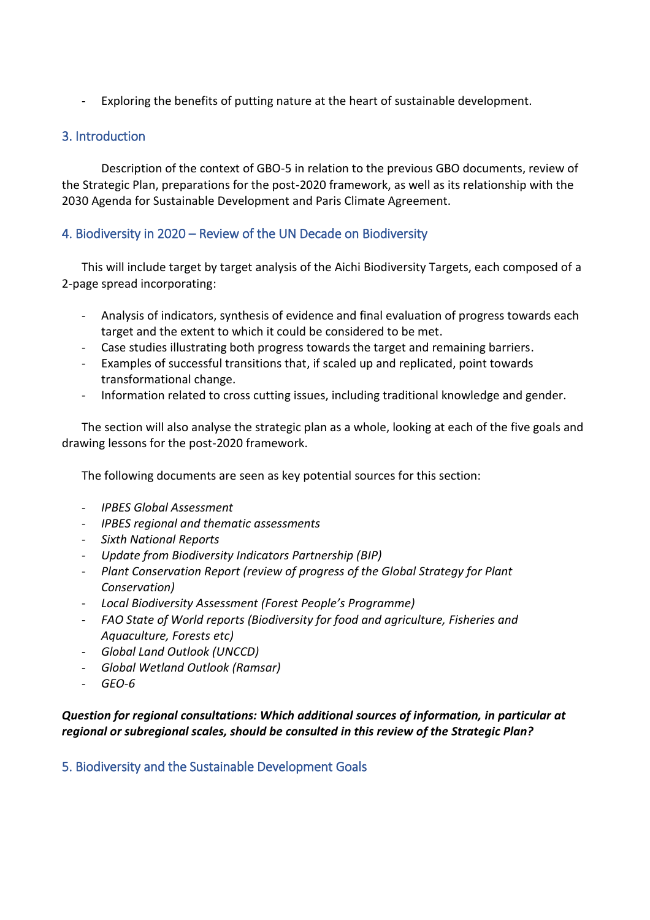- Exploring the benefits of putting nature at the heart of sustainable development.

## 3. Introduction

Description of the context of GBO-5 in relation to the previous GBO documents, review of the Strategic Plan, preparations for the post-2020 framework, as well as its relationship with the 2030 Agenda for Sustainable Development and Paris Climate Agreement.

## 4. Biodiversity in 2020 – Review of the UN Decade on Biodiversity

This will include target by target analysis of the Aichi Biodiversity Targets, each composed of a 2-page spread incorporating:

- Analysis of indicators, synthesis of evidence and final evaluation of progress towards each target and the extent to which it could be considered to be met.
- Case studies illustrating both progress towards the target and remaining barriers.
- Examples of successful transitions that, if scaled up and replicated, point towards transformational change.
- Information related to cross cutting issues, including traditional knowledge and gender.

The section will also analyse the strategic plan as a whole, looking at each of the five goals and drawing lessons for the post-2020 framework.

The following documents are seen as key potential sources for this section:

- *IPBES Global Assessment*
- *IPBES regional and thematic assessments*
- *Sixth National Reports*
- *Update from Biodiversity Indicators Partnership (BIP)*
- *Plant Conservation Report (review of progress of the Global Strategy for Plant Conservation)*
- *Local Biodiversity Assessment (Forest People's Programme)*
- *FAO State of World reports (Biodiversity for food and agriculture, Fisheries and Aquaculture, Forests etc)*
- *Global Land Outlook (UNCCD)*
- *Global Wetland Outlook (Ramsar)*
- *GEO-6*

***Question for regional consultations: Which additional sources of information, in particular at regional or subregional scales, should be consulted in this review of the Strategic Plan?***

## 5. Biodiversity and the Sustainable Development Goals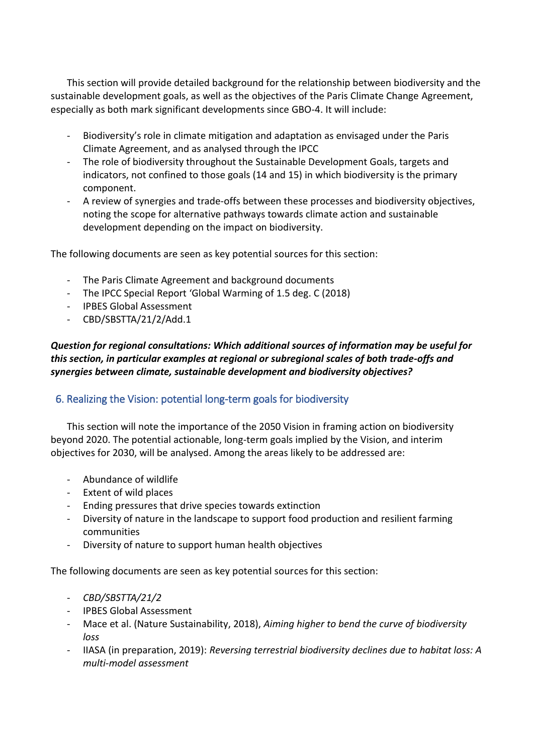This section will provide detailed background for the relationship between biodiversity and the sustainable development goals, as well as the objectives of the Paris Climate Change Agreement, especially as both mark significant developments since GBO-4. It will include:

- Biodiversity's role in climate mitigation and adaptation as envisaged under the Paris Climate Agreement, and as analysed through the IPCC
- The role of biodiversity throughout the Sustainable Development Goals, targets and indicators, not confined to those goals (14 and 15) in which biodiversity is the primary component.
- A review of synergies and trade-offs between these processes and biodiversity objectives, noting the scope for alternative pathways towards climate action and sustainable development depending on the impact on biodiversity.

The following documents are seen as key potential sources for this section:

- The Paris Climate Agreement and background documents
- The IPCC Special Report 'Global Warming of 1.5 deg. C (2018)
- IPBES Global Assessment
- CBD/SBSTTA/21/2/Add.1

***Question for regional consultations: Which additional sources of information may be useful for this section, in particular examples at regional or subregional scales of both trade-offs and synergies between climate, sustainable development and biodiversity objectives?***

## 6. Realizing the Vision: potential long-term goals for biodiversity

This section will note the importance of the 2050 Vision in framing action on biodiversity beyond 2020. The potential actionable, long-term goals implied by the Vision, and interim objectives for 2030, will be analysed. Among the areas likely to be addressed are:

- Abundance of wildlife
- Extent of wild places
- Ending pressures that drive species towards extinction
- Diversity of nature in the landscape to support food production and resilient farming communities
- Diversity of nature to support human health objectives

The following documents are seen as key potential sources for this section:

- *CBD/SBSTTA/21/2*
- IPBES Global Assessment
- Mace et al. (Nature Sustainability, 2018), *Aiming higher to bend the curve of biodiversity loss*
- IIASA (in preparation, 2019): *Reversing terrestrial biodiversity declines due to habitat loss: A multi-model assessment*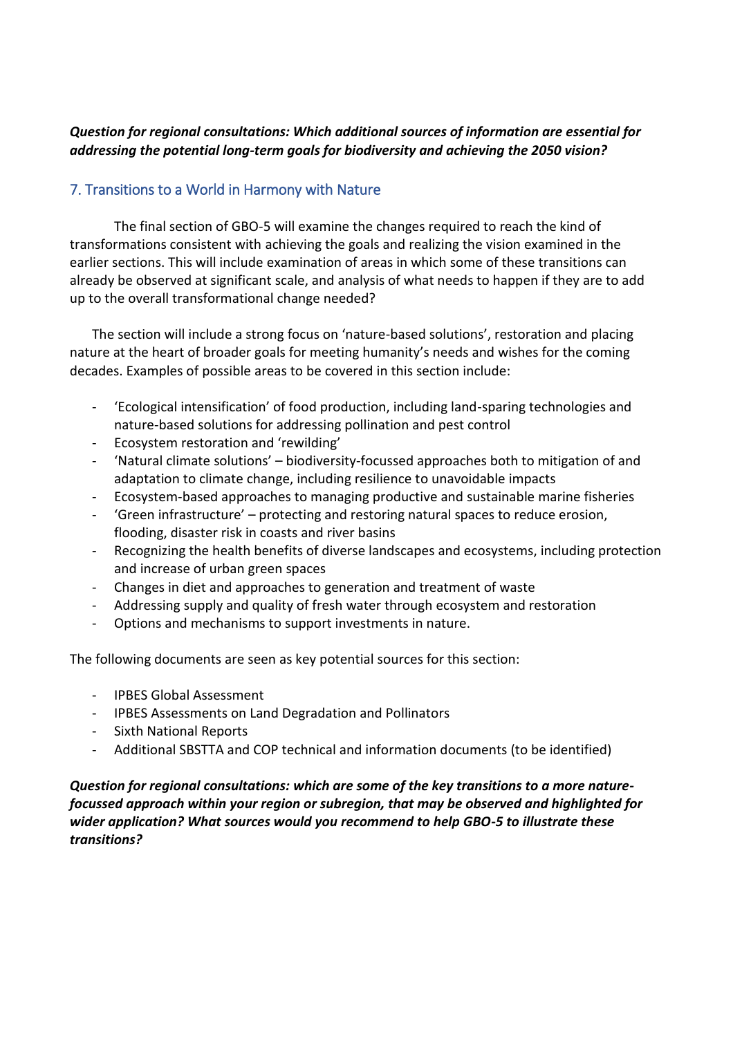***Question for regional consultations: Which additional sources of information are essential for addressing the potential long-term goals for biodiversity and achieving the 2050 vision?***

## 7. Transitions to a World in Harmony with Nature

The final section of GBO-5 will examine the changes required to reach the kind of transformations consistent with achieving the goals and realizing the vision examined in the earlier sections. This will include examination of areas in which some of these transitions can already be observed at significant scale, and analysis of what needs to happen if they are to add up to the overall transformational change needed?

The section will include a strong focus on 'nature-based solutions', restoration and placing nature at the heart of broader goals for meeting humanity's needs and wishes for the coming decades. Examples of possible areas to be covered in this section include:

- 'Ecological intensification' of food production, including land-sparing technologies and nature-based solutions for addressing pollination and pest control
- Ecosystem restoration and 'rewilding'
- 'Natural climate solutions' – biodiversity-focussed approaches both to mitigation of and adaptation to climate change, including resilience to unavoidable impacts
- Ecosystem-based approaches to managing productive and sustainable marine fisheries
- 'Green infrastructure' – protecting and restoring natural spaces to reduce erosion, flooding, disaster risk in coasts and river basins
- Recognizing the health benefits of diverse landscapes and ecosystems, including protection and increase of urban green spaces
- Changes in diet and approaches to generation and treatment of waste
- Addressing supply and quality of fresh water through ecosystem and restoration
- Options and mechanisms to support investments in nature.

The following documents are seen as key potential sources for this section:

- IPBES Global Assessment
- IPBES Assessments on Land Degradation and Pollinators
- Sixth National Reports
- Additional SBSTTA and COP technical and information documents (to be identified)

***Question for regional consultations: which are some of the key transitions to a more nature-focussed approach within your region or subregion, that may be observed and highlighted for wider application? What sources would you recommend to help GBO-5 to illustrate these transitions?***